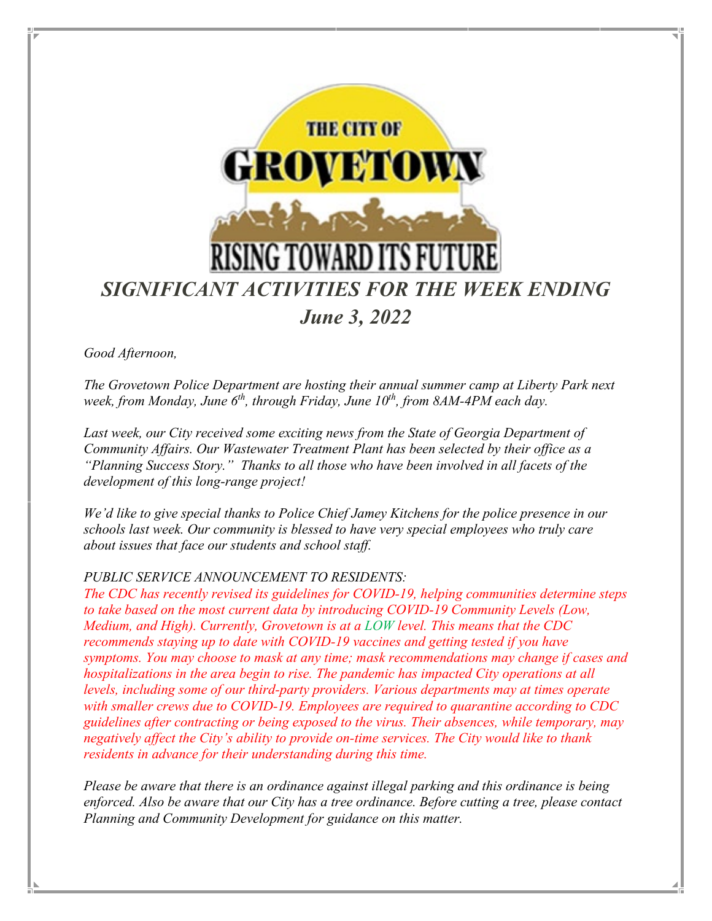THE CITY OF

GROVETOWN

RISING TOWARD ITS FUTURE

# *SIGNIFICANT ACTIVITIES FOR THE WEEK ENDING June 3, 2022*

*Good Afternoon,*

*The Grovetown Police Department are hosting their annual summer camp at Liberty Park next week, from Monday, June 6th, through Friday, June 10th, from 8AM-4PM each day.*

*Last week, our City received some exciting news from the State of Georgia Department of Community Affairs. Our Wastewater Treatment Plant has been selected by their office as a "Planning Success Story." Thanks to all those who have been involved in all facets of the development of this long-range project!*

*We'd like to give special thanks to Police Chief Jamey Kitchens for the police presence in our schools last week. Our community is blessed to have very special employees who truly care about issues that face our students and school staff.*

*PUBLIC SERVICE ANNOUNCEMENT TO RESIDENTS:*
*The CDC has recently revised its guidelines for COVID-19, helping communities determine steps to take based on the most current data by introducing COVID-19 Community Levels (Low, Medium, and High). Currently, Grovetown is at a LOW level. This means that the CDC recommends staying up to date with COVID-19 vaccines and getting tested if you have symptoms. You may choose to mask at any time; mask recommendations may change if cases and hospitalizations in the area begin to rise. The pandemic has impacted City operations at all levels, including some of our third-party providers. Various departments may at times operate with smaller crews due to COVID-19. Employees are required to quarantine according to CDC guidelines after contracting or being exposed to the virus. Their absences, while temporary, may negatively affect the City's ability to provide on-time services. The City would like to thank residents in advance for their understanding during this time.*

*Please be aware that there is an ordinance against illegal parking and this ordinance is being enforced. Also be aware that our City has a tree ordinance. Before cutting a tree, please contact Planning and Community Development for guidance on this matter.*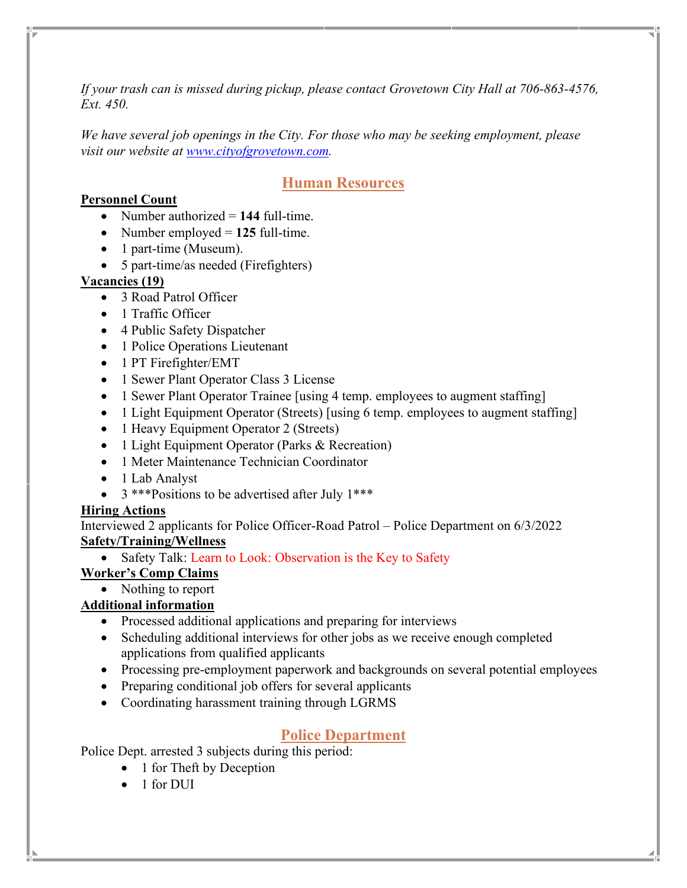*If your trash can is missed during pickup, please contact Grovetown City Hall at 706-863-4576, Ext. 450.*

*We have several job openings in the City. For those who may be seeking employment, please visit our website at [www.cityofgrovetown.com](http://www.cityofgrovetown.com).*

## Human Resources

**Personnel Count**

- Number authorized = **144** full-time.
- Number employed = **125** full-time.
- 1 part-time (Museum).
- 5 part-time/as needed (Firefighters)

**Vacancies (19)**

- 3 Road Patrol Officer
- 1 Traffic Officer
- 4 Public Safety Dispatcher
- 1 Police Operations Lieutenant
- 1 PT Firefighter/EMT
- 1 Sewer Plant Operator Class 3 License
- 1 Sewer Plant Operator Trainee [using 4 temp. employees to augment staffing]
- 1 Light Equipment Operator (Streets) [using 6 temp. employees to augment staffing]
- 1 Heavy Equipment Operator 2 (Streets)
- 1 Light Equipment Operator (Parks & Recreation)
- 1 Meter Maintenance Technician Coordinator
- 1 Lab Analyst
- 3 ***Positions to be advertised after July 1***

**Hiring Actions**

Interviewed 2 applicants for Police Officer-Road Patrol – Police Department on 6/3/2022

**Safety/Training/Wellness**

- Safety Talk: Learn to Look: Observation is the Key to Safety

**Worker's Comp Claims**

- Nothing to report

**Additional information**

- Processed additional applications and preparing for interviews
- Scheduling additional interviews for other jobs as we receive enough completed applications from qualified applicants
- Processing pre-employment paperwork and backgrounds on several potential employees
- Preparing conditional job offers for several applicants
- Coordinating harassment training through LGRMS

## Police Department

Police Dept. arrested 3 subjects during this period:

- 1 for Theft by Deception
- 1 for DUI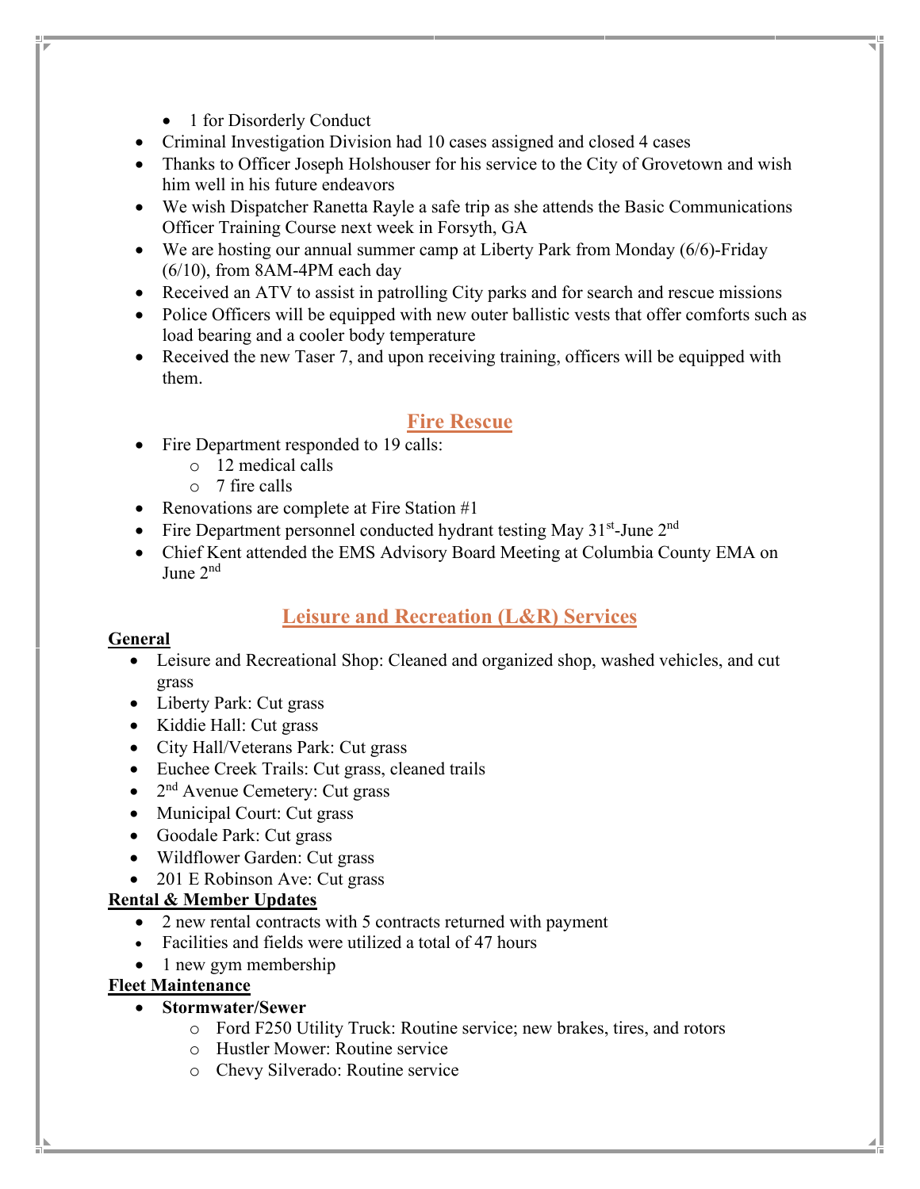- 1 for Disorderly Conduct
- Criminal Investigation Division had 10 cases assigned and closed 4 cases
- Thanks to Officer Joseph Holshouser for his service to the City of Grovetown and wish him well in his future endeavors
- We wish Dispatcher Ranetta Rayle a safe trip as she attends the Basic Communications Officer Training Course next week in Forsyth, GA
- We are hosting our annual summer camp at Liberty Park from Monday (6/6)-Friday (6/10), from 8AM-4PM each day
- Received an ATV to assist in patrolling City parks and for search and rescue missions
- Police Officers will be equipped with new outer ballistic vests that offer comforts such as load bearing and a cooler body temperature
- Received the new Taser 7, and upon receiving training, officers will be equipped with them.

## Fire Rescue

- Fire Department responded to 19 calls:
  - 12 medical calls
  - 7 fire calls
- Renovations are complete at Fire Station #1
- Fire Department personnel conducted hydrant testing May 31st-June 2nd
- Chief Kent attended the EMS Advisory Board Meeting at Columbia County EMA on June 2nd

## Leisure and Recreation (L&R) Services

**General**

- Leisure and Recreational Shop: Cleaned and organized shop, washed vehicles, and cut grass
- Liberty Park: Cut grass
- Kiddie Hall: Cut grass
- City Hall/Veterans Park: Cut grass
- Euchee Creek Trails: Cut grass, cleaned trails
- 2nd Avenue Cemetery: Cut grass
- Municipal Court: Cut grass
- Goodale Park: Cut grass
- Wildflower Garden: Cut grass
- 201 E Robinson Ave: Cut grass

**Rental & Member Updates**

- 2 new rental contracts with 5 contracts returned with payment
- Facilities and fields were utilized a total of 47 hours
- 1 new gym membership

**Fleet Maintenance**

- **Stormwater/Sewer**
  - Ford F250 Utility Truck: Routine service; new brakes, tires, and rotors
  - Hustler Mower: Routine service
  - Chevy Silverado: Routine service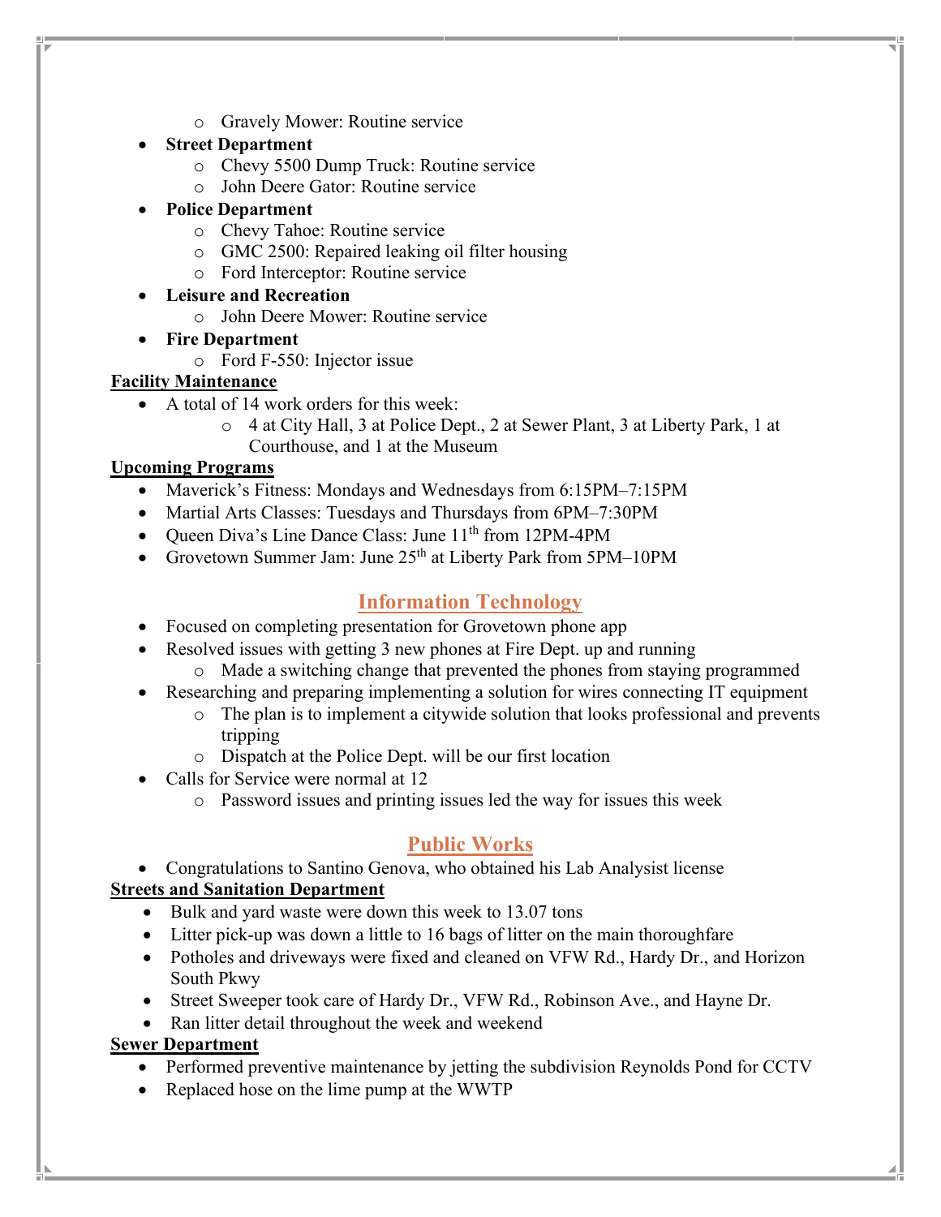- Gravely Mower: Routine service
- **Street Department**
  - Chevy 5500 Dump Truck: Routine service
  - John Deere Gator: Routine service
- **Police Department**
  - Chevy Tahoe: Routine service
  - GMC 2500: Repaired leaking oil filter housing
  - Ford Interceptor: Routine service
- **Leisure and Recreation**
  - John Deere Mower: Routine service
- **Fire Department**
  - Ford F-550: Injector issue

**Facility Maintenance**

- A total of 14 work orders for this week:
  - 4 at City Hall, 3 at Police Dept., 2 at Sewer Plant, 3 at Liberty Park, 1 at Courthouse, and 1 at the Museum

**Upcoming Programs**

- Maverick's Fitness: Mondays and Wednesdays from 6:15PM–7:15PM
- Martial Arts Classes: Tuesdays and Thursdays from 6PM–7:30PM
- Queen Diva's Line Dance Class: June 11th from 12PM-4PM
- Grovetown Summer Jam: June 25th at Liberty Park from 5PM–10PM

## Information Technology

- Focused on completing presentation for Grovetown phone app
- Resolved issues with getting 3 new phones at Fire Dept. up and running
  - Made a switching change that prevented the phones from staying programmed
- Researching and preparing implementing a solution for wires connecting IT equipment
  - The plan is to implement a citywide solution that looks professional and prevents tripping
  - Dispatch at the Police Dept. will be our first location
- Calls for Service were normal at 12
  - Password issues and printing issues led the way for issues this week

## Public Works

- Congratulations to Santino Genova, who obtained his Lab Analysist license

**Streets and Sanitation Department**

- Bulk and yard waste were down this week to 13.07 tons
- Litter pick-up was down a little to 16 bags of litter on the main thoroughfare
- Potholes and driveways were fixed and cleaned on VFW Rd., Hardy Dr., and Horizon South Pkwy
- Street Sweeper took care of Hardy Dr., VFW Rd., Robinson Ave., and Hayne Dr.
- Ran litter detail throughout the week and weekend

**Sewer Department**

- Performed preventive maintenance by jetting the subdivision Reynolds Pond for CCTV
- Replaced hose on the lime pump at the WWTP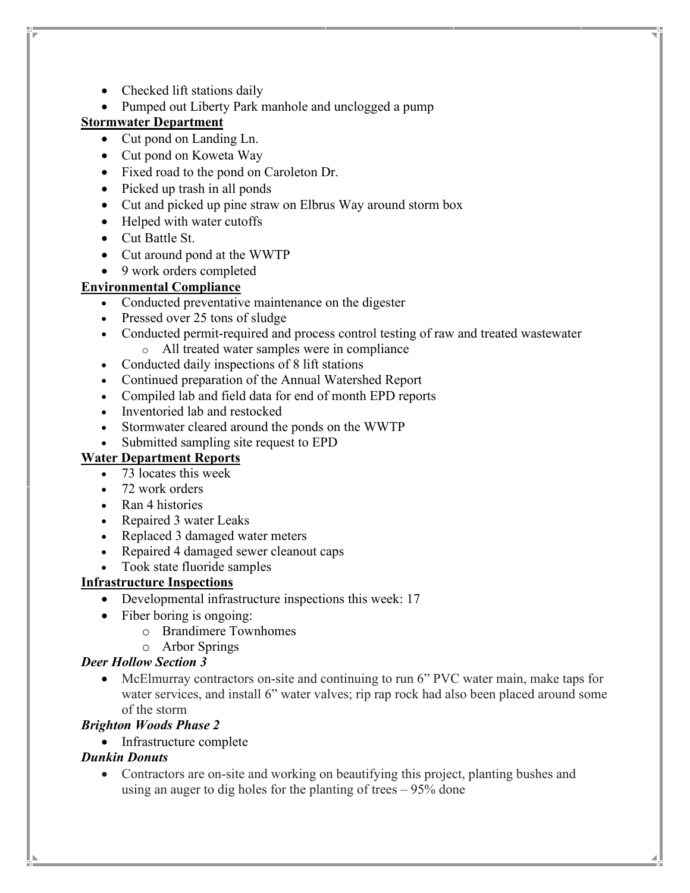- Checked lift stations daily
- Pumped out Liberty Park manhole and unclogged a pump

**Stormwater Department**

- Cut pond on Landing Ln.
- Cut pond on Koweta Way
- Fixed road to the pond on Caroleton Dr.
- Picked up trash in all ponds
- Cut and picked up pine straw on Elbrus Way around storm box
- Helped with water cutoffs
- Cut Battle St.
- Cut around pond at the WWTP
- 9 work orders completed

**Environmental Compliance**

- Conducted preventative maintenance on the digester
- Pressed over 25 tons of sludge
- Conducted permit-required and process control testing of raw and treated wastewater
  - All treated water samples were in compliance
- Conducted daily inspections of 8 lift stations
- Continued preparation of the Annual Watershed Report
- Compiled lab and field data for end of month EPD reports
- Inventoried lab and restocked
- Stormwater cleared around the ponds on the WWTP
- Submitted sampling site request to EPD

**Water Department Reports**

- 73 locates this week
- 72 work orders
- Ran 4 histories
- Repaired 3 water Leaks
- Replaced 3 damaged water meters
- Repaired 4 damaged sewer cleanout caps
- Took state fluoride samples

**Infrastructure Inspections**

- Developmental infrastructure inspections this week: 17
- Fiber boring is ongoing:
  - Brandimere Townhomes
  - Arbor Springs

***Deer Hollow Section 3***

- McElmurray contractors on-site and continuing to run 6” PVC water main, make taps for water services, and install 6” water valves; rip rap rock had also been placed around some of the storm

***Brighton Woods Phase 2***

- Infrastructure complete

***Dunkin Donuts***

- Contractors are on-site and working on beautifying this project, planting bushes and using an auger to dig holes for the planting of trees – 95% done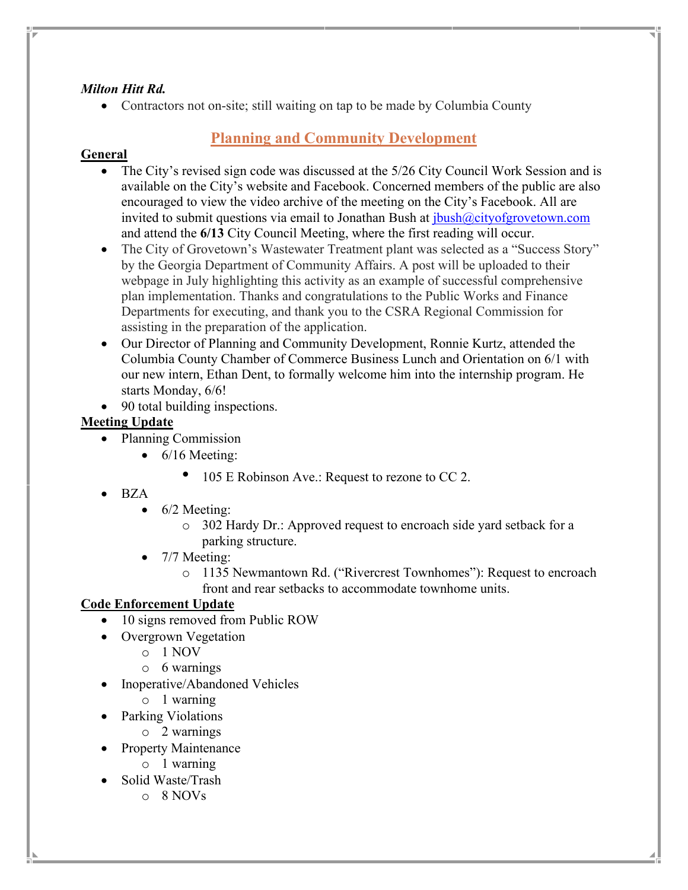***Milton Hitt Rd.***

- Contractors not on-site; still waiting on tap to be made by Columbia County

## Planning and Community Development

**General**

- The City's revised sign code was discussed at the 5/26 City Council Work Session and is available on the City's website and Facebook. Concerned members of the public are also encouraged to view the video archive of the meeting on the City's Facebook. All are invited to submit questions via email to Jonathan Bush at jbush@cityofgrovetown.com and attend the **6/13** City Council Meeting, where the first reading will occur.
- The City of Grovetown's Wastewater Treatment plant was selected as a "Success Story" by the Georgia Department of Community Affairs. A post will be uploaded to their webpage in July highlighting this activity as an example of successful comprehensive plan implementation. Thanks and congratulations to the Public Works and Finance Departments for executing, and thank you to the CSRA Regional Commission for assisting in the preparation of the application.
- Our Director of Planning and Community Development, Ronnie Kurtz, attended the Columbia County Chamber of Commerce Business Lunch and Orientation on 6/1 with our new intern, Ethan Dent, to formally welcome him into the internship program. He starts Monday, 6/6!
- 90 total building inspections.

**Meeting Update**

- Planning Commission
  - 6/16 Meeting:
    - 105 E Robinson Ave.: Request to rezone to CC 2.
- BZA
  - 6/2 Meeting:
    - 302 Hardy Dr.: Approved request to encroach side yard setback for a parking structure.
  - 7/7 Meeting:
    - 1135 Newmantown Rd. ("Rivercrest Townhomes"): Request to encroach front and rear setbacks to accommodate townhome units.

**Code Enforcement Update**

- 10 signs removed from Public ROW
- Overgrown Vegetation
  - 1 NOV
  - 6 warnings
- Inoperative/Abandoned Vehicles
  - 1 warning
- Parking Violations
  - 2 warnings
- Property Maintenance
  - 1 warning
- Solid Waste/Trash
  - 8 NOVs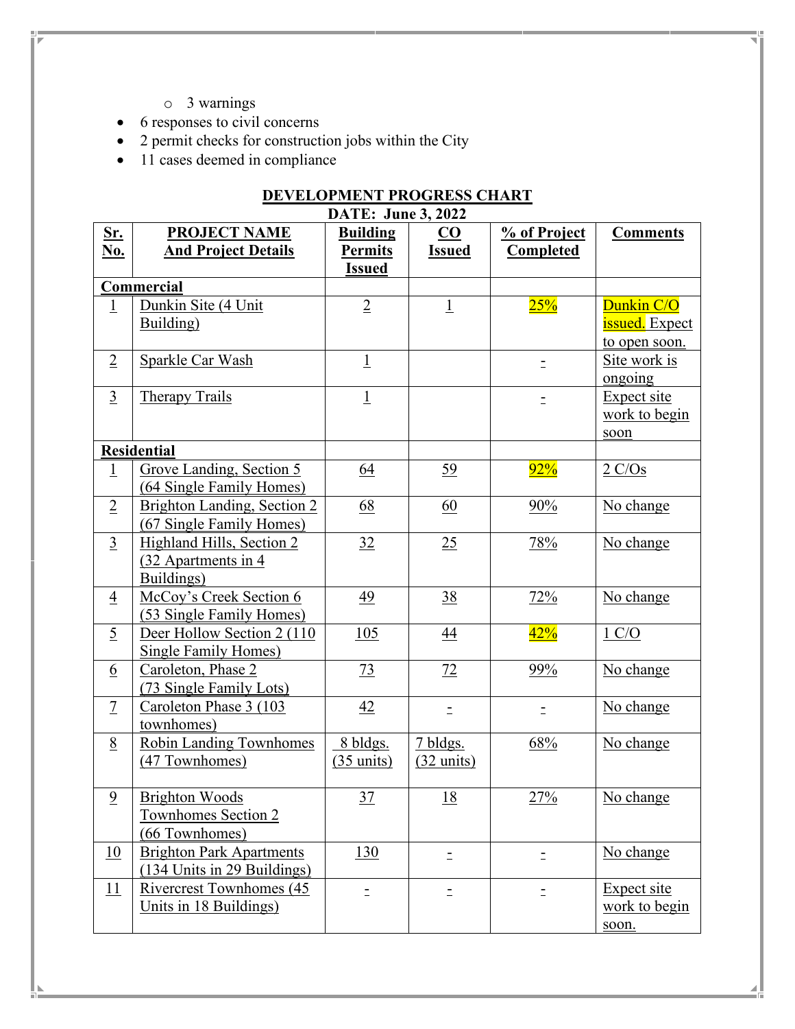- 3 warnings
- 6 responses to civil concerns
- 2 permit checks for construction jobs within the City
- 11 cases deemed in compliance

## DEVELOPMENT PROGRESS CHART

**DATE: June 3, 2022**

| Sr. No. | PROJECT NAME And Project Details | Building Permits Issued | CO Issued | % of Project Completed | Comments |
|---|---|---|---|---|---|
| **Commercial** | | | | | |
| 1 | Dunkin Site (4 Unit Building) | 2 | 1 | 25% | Dunkin C/O issued. Expect to open soon. |
| 2 | Sparkle Car Wash | 1 | | - | Site work is ongoing |
| 3 | Therapy Trails | 1 | | - | Expect site work to begin soon |
| **Residential** | | | | | |
| 1 | Grove Landing, Section 5 (64 Single Family Homes) | 64 | 59 | 92% | 2 C/Os |
| 2 | Brighton Landing, Section 2 (67 Single Family Homes) | 68 | 60 | 90% | No change |
| 3 | Highland Hills, Section 2 (32 Apartments in 4 Buildings) | 32 | 25 | 78% | No change |
| 4 | McCoy's Creek Section 6 (53 Single Family Homes) | 49 | 38 | 72% | No change |
| 5 | Deer Hollow Section 2 (110 Single Family Homes) | 105 | 44 | 42% | 1 C/O |
| 6 | Caroleton, Phase 2 (73 Single Family Lots) | 73 | 72 | 99% | No change |
| 7 | Caroleton Phase 3 (103 townhomes) | 42 | - | - | No change |
| 8 | Robin Landing Townhomes (47 Townhomes) | 8 bldgs. (35 units) | 7 bldgs. (32 units) | 68% | No change |
| 9 | Brighton Woods Townhomes Section 2 (66 Townhomes) | 37 | 18 | 27% | No change |
| 10 | Brighton Park Apartments (134 Units in 29 Buildings) | 130 | - | - | No change |
| 11 | Rivercrest Townhomes (45 Units in 18 Buildings) | - | - | - | Expect site work to begin soon. |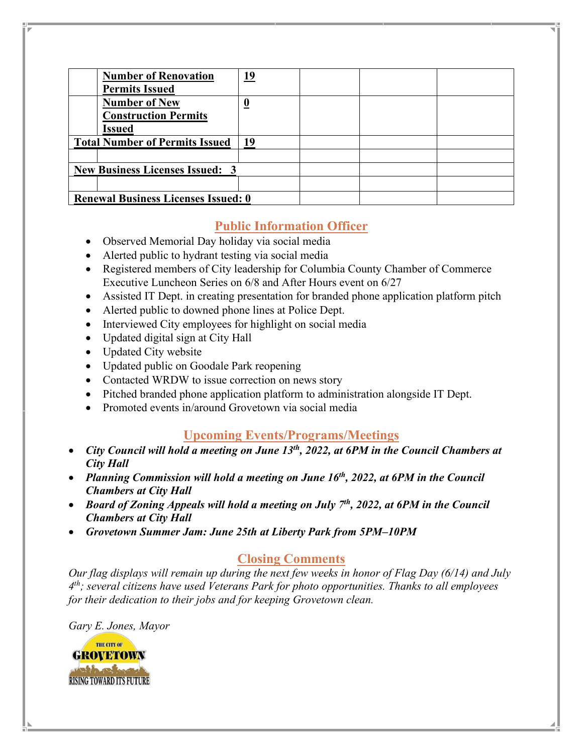| | | | | | |
|---|---|---|---|---|---|
| | **Number of Renovation Permits Issued** | **19** | | | |
| | **Number of New Construction Permits Issued** | **0** | | | |
| **Total Number of Permits Issued** | | **19** | | | |
| | | | | | |
| **New Business Licenses Issued: 3** | | | | | |
| | | | | | |
| **Renewal Business Licenses Issued: 0** | | | | | |

## Public Information Officer

- Observed Memorial Day holiday via social media
- Alerted public to hydrant testing via social media
- Registered members of City leadership for Columbia County Chamber of Commerce Executive Luncheon Series on 6/8 and After Hours event on 6/27
- Assisted IT Dept. in creating presentation for branded phone application platform pitch
- Alerted public to downed phone lines at Police Dept.
- Interviewed City employees for highlight on social media
- Updated digital sign at City Hall
- Updated City website
- Updated public on Goodale Park reopening
- Contacted WRDW to issue correction on news story
- Pitched branded phone application platform to administration alongside IT Dept.
- Promoted events in/around Grovetown via social media

## Upcoming Events/Programs/Meetings

- ***City Council will hold a meeting on June 13th, 2022, at 6PM in the Council Chambers at City Hall***
- ***Planning Commission will hold a meeting on June 16th, 2022, at 6PM in the Council Chambers at City Hall***
- ***Board of Zoning Appeals will hold a meeting on July 7th, 2022, at 6PM in the Council Chambers at City Hall***
- ***Grovetown Summer Jam: June 25th at Liberty Park from 5PM–10PM***

## Closing Comments

*Our flag displays will remain up during the next few weeks in honor of Flag Day (6/14) and July 4th; several citizens have used Veterans Park for photo opportunities. Thanks to all employees for their dedication to their jobs and for keeping Grovetown clean.*

*Gary E. Jones, Mayor*

THE CITY OF GROVETOWN

RISING TOWARD ITS FUTURE